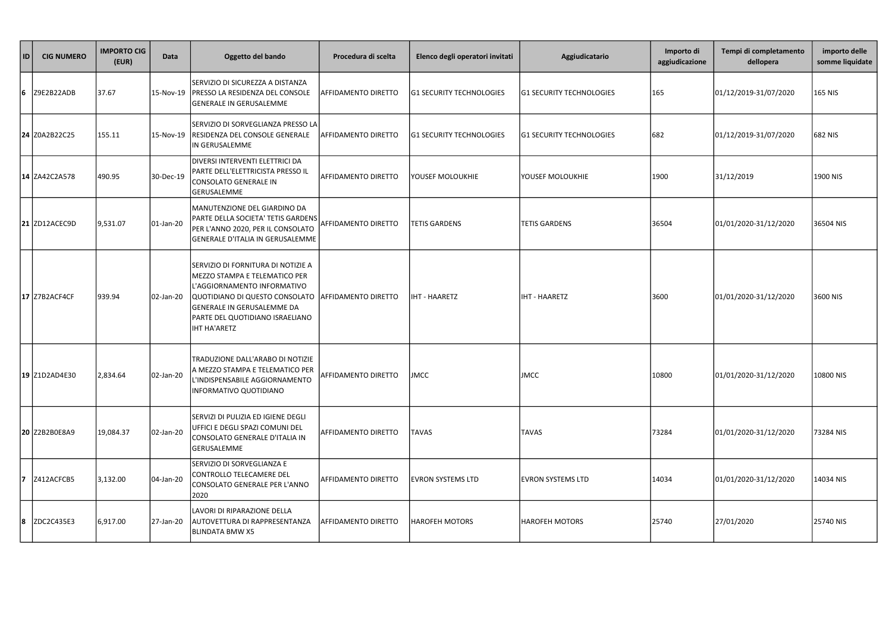| ID | CIG NUMERO | IMPORTO CIG (EUR) | Data | Oggetto del bando | Procedura di scelta | Elenco degli operatori invitati | Aggiudicatario | Importo di aggiudicazione | Tempi di completamento dellopera | importo delle somme liquidate |
|---|---|---|---|---|---|---|---|---|---|---|
| 6 | Z9E2B22ADB | 37.67 | 15-Nov-19 | SERVIZIO DI SICUREZZA A DISTANZA PRESSO LA RESIDENZA DEL CONSOLE GENERALE IN GERUSALEMME | AFFIDAMENTO DIRETTO | G1 SECURITY TECHNOLOGIES | G1 SECURITY TECHNOLOGIES | 165 | 01/12/2019-31/07/2020 | 165 NIS |
| 24 | Z0A2B22C25 | 155.11 | 15-Nov-19 | SERVIZIO DI SORVEGLIANZA PRESSO LA RESIDENZA DEL CONSOLE GENERALE IN GERUSALEMME | AFFIDAMENTO DIRETTO | G1 SECURITY TECHNOLOGIES | G1 SECURITY TECHNOLOGIES | 682 | 01/12/2019-31/07/2020 | 682 NIS |
| 14 | ZA42C2A578 | 490.95 | 30-Dec-19 | DIVERSI INTERVENTI ELETTRICI DA PARTE DELL'ELETTRICISTA PRESSO IL CONSOLATO GENERALE IN GERUSALEMME | AFFIDAMENTO DIRETTO | YOUSEF MOLOUKHIE | YOUSEF MOLOUKHIE | 1900 | 31/12/2019 | 1900 NIS |
| 21 | ZD12ACEC9D | 9,531.07 | 01-Jan-20 | MANUTENZIONE DEL GIARDINO DA PARTE DELLA SOCIETA' TETIS GARDENS PER L'ANNO 2020, PER IL CONSOLATO GENERALE D'ITALIA IN GERUSALEMME | AFFIDAMENTO DIRETTO | TETIS GARDENS | TETIS GARDENS | 36504 | 01/01/2020-31/12/2020 | 36504 NIS |
| 17 | Z7B2ACF4CF | 939.94 | 02-Jan-20 | SERVIZIO DI FORNITURA DI NOTIZIE A MEZZO STAMPA E TELEMATICO PER L'AGGIORNAMENTO INFORMATIVO QUOTIDIANO DI QUESTO CONSOLATO GENERALE IN GERUSALEMME DA PARTE DEL QUOTIDIANO ISRAELIANO IHT HA'ARETZ | AFFIDAMENTO DIRETTO | IHT - HAARETZ | IHT - HAARETZ | 3600 | 01/01/2020-31/12/2020 | 3600 NIS |
| 19 | Z1D2AD4E30 | 2,834.64 | 02-Jan-20 | TRADUZIONE DALL'ARABO DI NOTIZIE A MEZZO STAMPA E TELEMATICO PER L'INDISPENSABILE AGGIORNAMENTO INFORMATIVO QUOTIDIANO | AFFIDAMENTO DIRETTO | JMCC | JMCC | 10800 | 01/01/2020-31/12/2020 | 10800 NIS |
| 20 | Z2B2B0E8A9 | 19,084.37 | 02-Jan-20 | SERVIZI DI PULIZIA ED IGIENE DEGLI UFFICI E DEGLI SPAZI COMUNI DEL CONSOLATO GENERALE D'ITALIA IN GERUSALEMME | AFFIDAMENTO DIRETTO | TAVAS | TAVAS | 73284 | 01/01/2020-31/12/2020 | 73284 NIS |
| 7 | Z412ACFCB5 | 3,132.00 | 04-Jan-20 | SERVIZIO DI SORVEGLIANZA E CONTROLLO TELECAMERE DEL CONSOLATO GENERALE PER L'ANNO 2020 | AFFIDAMENTO DIRETTO | EVRON SYSTEMS LTD | EVRON SYSTEMS LTD | 14034 | 01/01/2020-31/12/2020 | 14034 NIS |
| 8 | ZDC2C435E3 | 6,917.00 | 27-Jan-20 | LAVORI DI RIPARAZIONE DELLA AUTOVETTURA DI RAPPRESENTANZA BLINDATA BMW X5 | AFFIDAMENTO DIRETTO | HAROFEH MOTORS | HAROFEH MOTORS | 25740 | 27/01/2020 | 25740 NIS |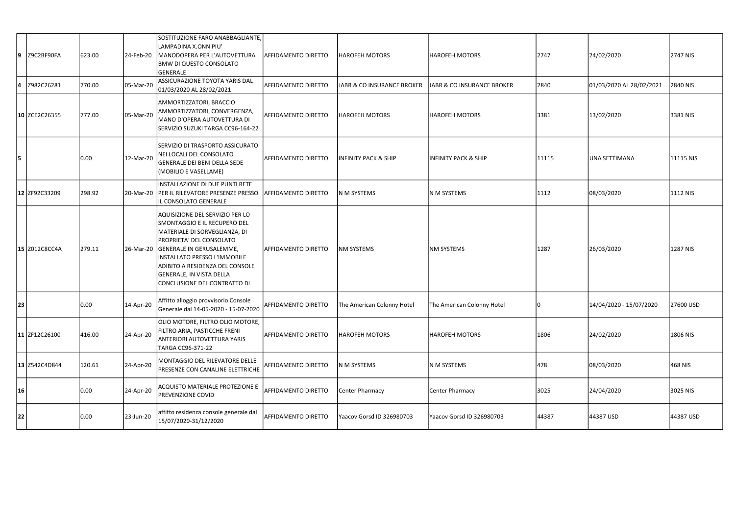| | | | | | | | | | | |
|---|---|---|---|---|---|---|---|---|---|---|
| 9 | Z9C2BF90FA | 623.00 | 24-Feb-20 | SOSTITUZIONE FARO ANABBAGLIANTE, LAMPADINA X.ONN PIU' MANODOPERA PER L'AUTOVETTURA BMW DI QUESTO CONSOLATO GENERALE | AFFIDAMENTO DIRETTO | HAROFEH MOTORS | HAROFEH MOTORS | 2747 | 24/02/2020 | 2747 NIS |
| 4 | Z982C26281 | 770.00 | 05-Mar-20 | ASSICURAZIONE TOYOTA YARIS DAL 01/03/2020 AL 28/02/2021 | AFFIDAMENTO DIRETTO | JABR & CO INSURANCE BROKER | JABR & CO INSURANCE BROKER | 2840 | 01/03/2020 AL 28/02/2021 | 2840 NIS |
| 10 | ZCE2C26355 | 777.00 | 05-Mar-20 | AMMORTIZZATORI, BRACCIO AMMORTIZZATORI, CONVERGENZA, MANO D'OPERA AUTOVETTURA DI SERVIZIO SUZUKI TARGA CC96-164-22 | AFFIDAMENTO DIRETTO | HAROFEH MOTORS | HAROFEH MOTORS | 3381 | 13/02/2020 | 3381 NIS |
| 5 | | 0.00 | 12-Mar-20 | SERVIZIO DI TRASPORTO ASSICURATO NEI LOCALI DEL CONSOLATO GENERALE DEI BENI DELLA SEDE (MOBILIO E VASELLAME) | AFFIDAMENTO DIRETTO | INFINITY PACK & SHIP | INFINITY PACK & SHIP | 11115 | UNA SETTIMANA | 11115 NIS |
| 12 | ZF92C33209 | 298.92 | 20-Mar-20 | INSTALLAZIONE DI DUE PUNTI RETE PER IL RILEVATORE PRESENZE PRESSO IL CONSOLATO GENERALE | AFFIDAMENTO DIRETTO | N M SYSTEMS | N M SYSTEMS | 1112 | 08/03/2020 | 1112 NIS |
| 15 | Z012C8CC4A | 279.11 | 26-Mar-20 | AQUISIZIONE DEL SERVIZIO PER LO SMONTAGGIO E IL RECUPERO DEL MATERIALE DI SORVEGLIANZA, DI PROPRIETA' DEL CONSOLATO GENERALE IN GERUSALEMME, INSTALLATO PRESSO L'IMMOBILE ADIBITO A RESIDENZA DEL CONSOLE GENERALE, IN VISTA DELLA CONCLUSIONE DEL CONTRATTO DI | AFFIDAMENTO DIRETTO | NM SYSTEMS | NM SYSTEMS | 1287 | 26/03/2020 | 1287 NIS |
| 23 | | 0.00 | 14-Apr-20 | Affitto alloggio provvisorio Console Generale dal 14-05-2020 - 15-07-2020 | AFFIDAMENTO DIRETTO | The American Colonny Hotel | The American Colonny Hotel | 0 | 14/04/2020 - 15/07/2020 | 27600 USD |
| 11 | ZF12C26100 | 416.00 | 24-Apr-20 | OLIO MOTORE, FILTRO OLIO MOTORE, FILTRO ARIA, PASTICCHE FRENI ANTERIORI AUTOVETTURA YARIS TARGA CC96-371-22 | AFFIDAMENTO DIRETTO | HAROFEH MOTORS | HAROFEH MOTORS | 1806 | 24/02/2020 | 1806 NIS |
| 13 | Z542C4D844 | 120.61 | 24-Apr-20 | MONTAGGIO DEL RILEVATORE DELLE PRESENZE CON CANALINE ELETTRICHE | AFFIDAMENTO DIRETTO | N M SYSTEMS | N M SYSTEMS | 478 | 08/03/2020 | 468 NIS |
| 16 | | 0.00 | 24-Apr-20 | ACQUISTO MATERIALE PROTEZIONE E PREVENZIONE COVID | AFFIDAMENTO DIRETTO | Center Pharmacy | Center Pharmacy | 3025 | 24/04/2020 | 3025 NIS |
| 22 | | 0.00 | 23-Jun-20 | affitto residenza console generale dal 15/07/2020-31/12/2020 | AFFIDAMENTO DIRETTO | Yaacov Gorsd ID 326980703 | Yaacov Gorsd ID 326980703 | 44387 | 44387 USD | 44387 USD |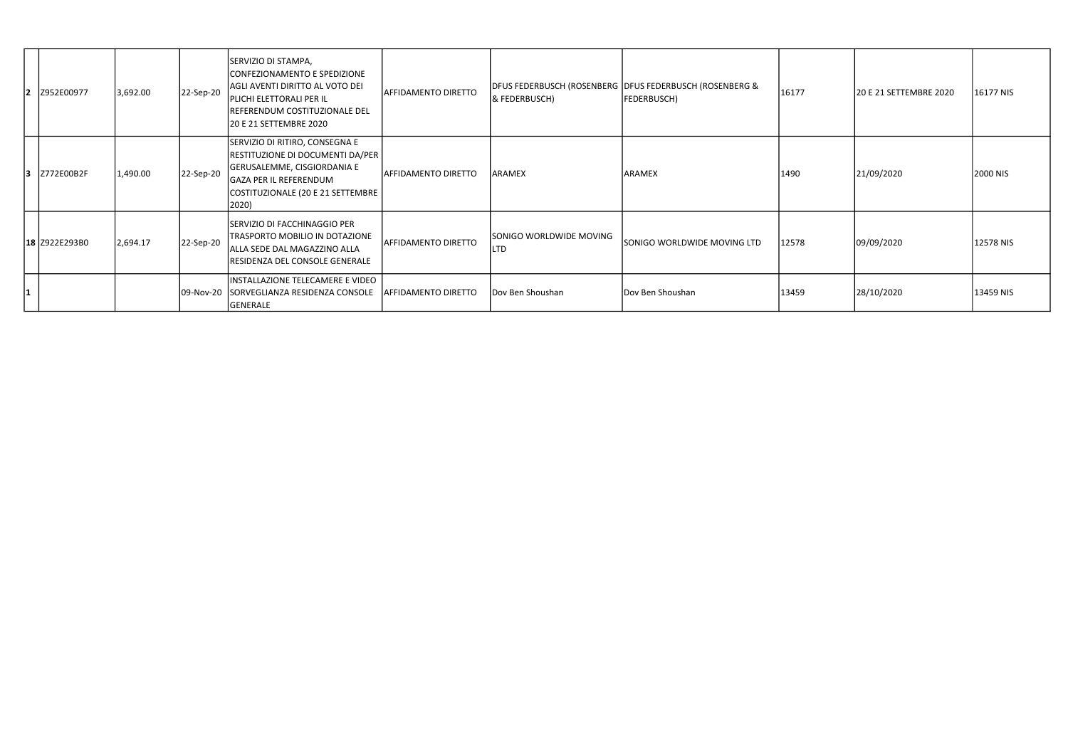| | | | | | | | | | | |
|---|---|---|---|---|---|---|---|---|---|---|
| 2 | Z952E00977 | 3,692.00 | 22-Sep-20 | SERVIZIO DI STAMPA, CONFEZIONAMENTO E SPEDIZIONE AGLI AVENTI DIRITTO AL VOTO DEI PLICHI ELETTORALI PER IL REFERENDUM COSTITUZIONALE DEL 20 E 21 SETTEMBRE 2020 | AFFIDAMENTO DIRETTO | DFUS FEDERBUSCH (ROSENBERG & FEDERBUSCH) | DFUS FEDERBUSCH (ROSENBERG & FEDERBUSCH) | 16177 | 20 E 21 SETTEMBRE 2020 | 16177 NIS |
| 3 | Z772E00B2F | 1,490.00 | 22-Sep-20 | SERVIZIO DI RITIRO, CONSEGNA E RESTITUZIONE DI DOCUMENTI DA/PER GERUSALEMME, CISGIORDANIA E GAZA PER IL REFERENDUM COSTITUZIONALE (20 E 21 SETTEMBRE 2020) | AFFIDAMENTO DIRETTO | ARAMEX | ARAMEX | 1490 | 21/09/2020 | 2000 NIS |
| 18 | Z922E293B0 | 2,694.17 | 22-Sep-20 | SERVIZIO DI FACCHINAGGIO PER TRASPORTO MOBILIO IN DOTAZIONE ALLA SEDE DAL MAGAZZINO ALLA RESIDENZA DEL CONSOLE GENERALE | AFFIDAMENTO DIRETTO | SONIGO WORLDWIDE MOVING LTD | SONIGO WORLDWIDE MOVING LTD | 12578 | 09/09/2020 | 12578 NIS |
| 1 | | | 09-Nov-20 | INSTALLAZIONE TELECAMERE E VIDEO SORVEGLIANZA RESIDENZA CONSOLE GENERALE | AFFIDAMENTO DIRETTO | Dov Ben Shoushan | Dov Ben Shoushan | 13459 | 28/10/2020 | 13459 NIS |